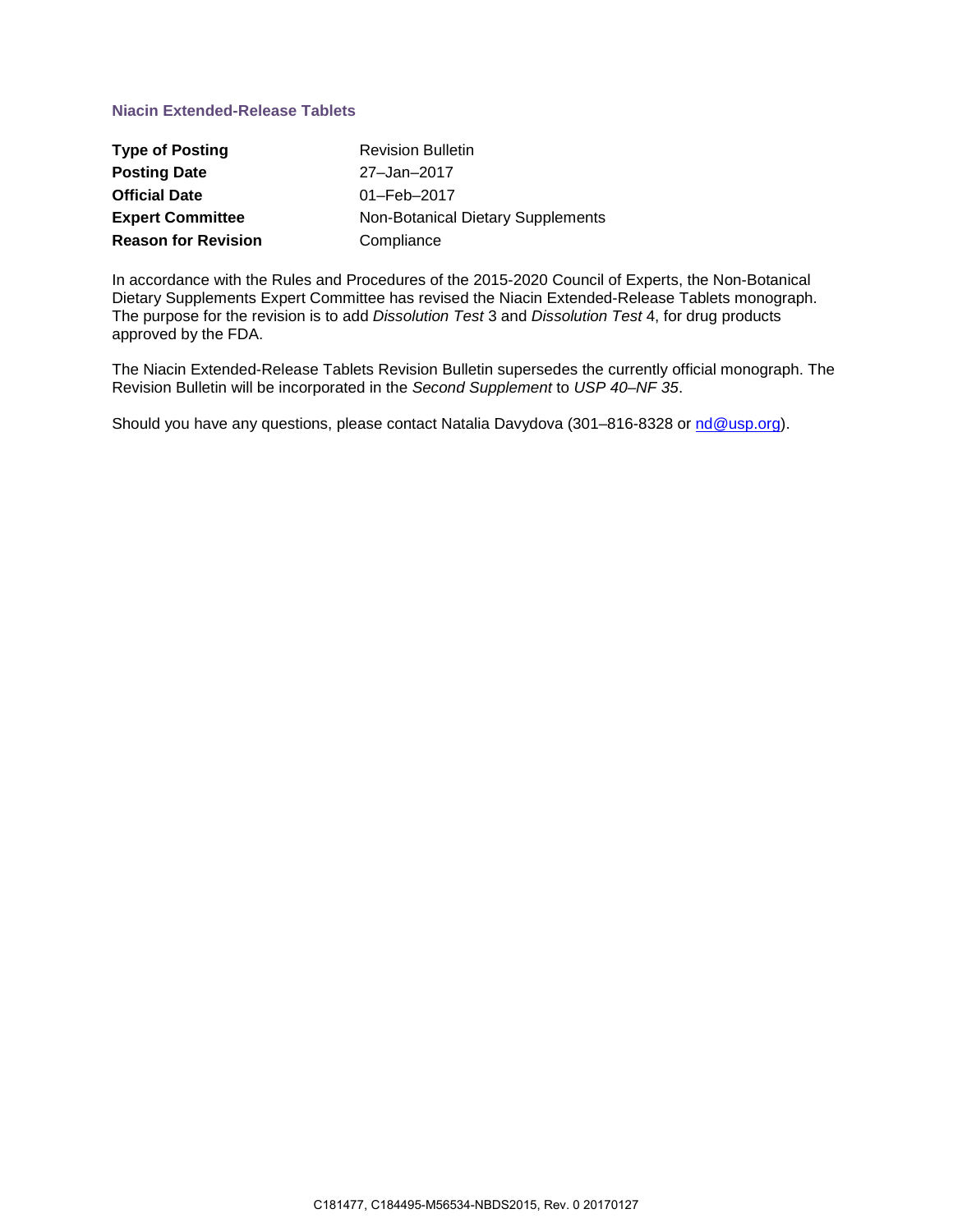## Niacin Extended-Release Tablets

| | |
|---|---|
| **Type of Posting** | Revision Bulletin |
| **Posting Date** | 27–Jan–2017 |
| **Official Date** | 01–Feb–2017 |
| **Expert Committee** | Non-Botanical Dietary Supplements |
| **Reason for Revision** | Compliance |

In accordance with the Rules and Procedures of the 2015-2020 Council of Experts, the Non-Botanical Dietary Supplements Expert Committee has revised the Niacin Extended-Release Tablets monograph. The purpose for the revision is to add *Dissolution Test* 3 and *Dissolution Test* 4, for drug products approved by the FDA.

The Niacin Extended-Release Tablets Revision Bulletin supersedes the currently official monograph. The Revision Bulletin will be incorporated in the *Second Supplement* to *USP 40–NF 35*.

Should you have any questions, please contact Natalia Davydova (301–816-8328 or nd@usp.org).

C181477, C184495-M56534-NBDS2015, Rev. 0 20170127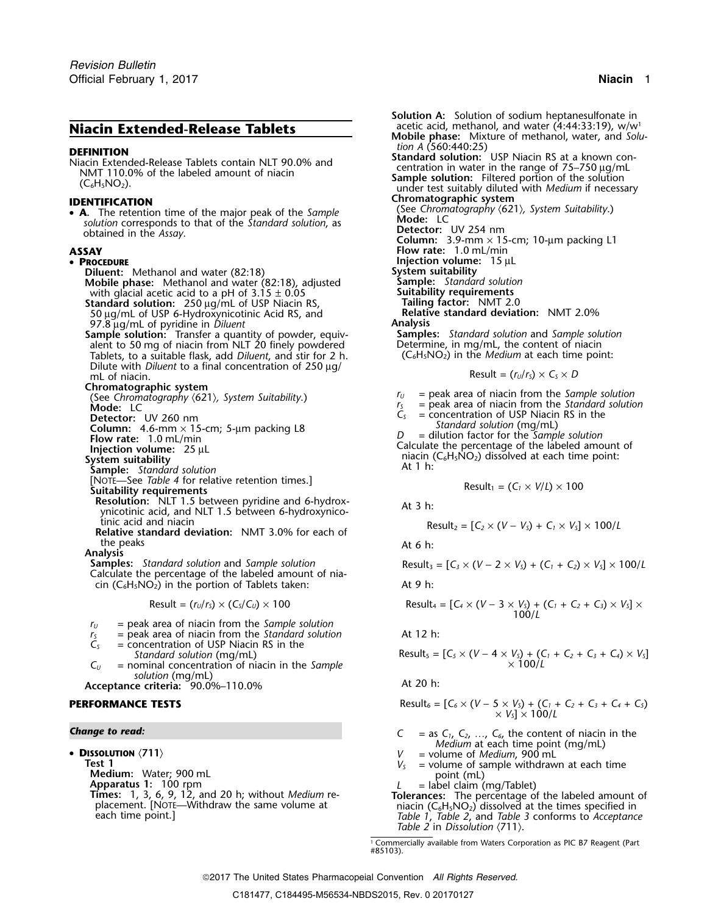# Niacin Extended-Release Tablets

**DEFINITION**

Niacin Extended-Release Tablets contain NLT 90.0% and NMT 110.0% of the labeled amount of niacin ($C_6H_5NO_2$).

**IDENTIFICATION**

- **A.** The retention time of the major peak of the *Sample solution* corresponds to that of the *Standard solution*, as obtained in the *Assay*.

**ASSAY**

- **PROCEDURE**

**Diluent:** Methanol and water (82:18)

**Mobile phase:** Methanol and water (82:18), adjusted with glacial acetic acid to a pH of 3.15 ± 0.05

**Standard solution:** 250 µg/mL of USP Niacin RS, 50 µg/mL of USP 6-Hydroxynicotinic Acid RS, and 97.8 µg/mL of pyridine in *Diluent*

**Sample solution:** Transfer a quantity of powder, equivalent to 50 mg of niacin from NLT 20 finely powdered Tablets, to a suitable flask, add *Diluent*, and stir for 2 h. Dilute with *Diluent* to a final concentration of 250 µg/mL of niacin.

**Chromatographic system**

(See *Chromatography* 〈621〉, *System Suitability*.)

**Mode:** LC

**Detector:** UV 260 nm

**Column:** 4.6-mm × 15-cm; 5-µm packing L8

**Flow rate:** 1.0 mL/min

**Injection volume:** 25 µL

**System suitability**

**Sample:** *Standard solution*

[NOTE—See *Table 4* for relative retention times.]

**Suitability requirements**

**Resolution:** NLT 1.5 between pyridine and 6-hydroxynicotinic acid, and NLT 1.5 between 6-hydroxynicotinic acid and niacin

**Relative standard deviation:** NMT 3.0% for each of the peaks

**Analysis**

**Samples:** *Standard solution* and *Sample solution*

Calculate the percentage of the labeled amount of niacin ($C_6H_5NO_2$) in the portion of Tablets taken:

$$\text{Result} = (r_U/r_S) \times (C_S/C_U) \times 100$$

$r_U$ = peak area of niacin from the *Sample solution*

$r_S$ = peak area of niacin from the *Standard solution*

$C_S$ = concentration of USP Niacin RS in the *Standard solution* (mg/mL)

$C_U$ = nominal concentration of niacin in the *Sample solution* (mg/mL)

**Acceptance criteria:** 90.0%–110.0%

**PERFORMANCE TESTS**

***Change to read:***

- **DISSOLUTION** 〈711〉

**Test 1**

**Medium:** Water; 900 mL

**Apparatus 1:** 100 rpm

**Times:** 1, 3, 6, 9, 12, and 20 h; without *Medium* replacement. [NOTE—Withdraw the same volume at each time point.]

**Solution A:** Solution of sodium heptanesulfonate in acetic acid, methanol, and water (4:44:33:19), w/w[1]

**Mobile phase:** Mixture of methanol, water, and *Solution A* (560:440:25)

**Standard solution:** USP Niacin RS at a known concentration in water in the range of 75–750 µg/mL

**Sample solution:** Filtered portion of the solution under test suitably diluted with *Medium* if necessary

**Chromatographic system**

(See *Chromatography* 〈621〉, *System Suitability*.)

**Mode:** LC

**Detector:** UV 254 nm

**Column:** 3.9-mm × 15-cm; 10-µm packing L1

**Flow rate:** 1.0 mL/min

**Injection volume:** 15 µL

**System suitability**

**Sample:** *Standard solution*

**Suitability requirements**

**Tailing factor:** NMT 2.0

**Relative standard deviation:** NMT 2.0%

**Analysis**

**Samples:** *Standard solution* and *Sample solution*

Determine, in mg/mL, the content of niacin ($C_6H_5NO_2$) in the *Medium* at each time point:

$$\text{Result} = (r_U/r_S) \times C_S \times D$$

$r_U$ = peak area of niacin from the *Sample solution*

$r_S$ = peak area of niacin from the *Standard solution*

$C_S$ = concentration of USP Niacin RS in the *Standard solution* (mg/mL)

$D$ = dilution factor for the *Sample solution*

Calculate the percentage of the labeled amount of niacin ($C_6H_5NO_2$) dissolved at each time point:

At 1 h:

$$\text{Result}_1 = (C_1 \times V/L) \times 100$$

At 3 h:

$$\text{Result}_2 = [C_2 \times (V - V_S) + C_1 \times V_S] \times 100/L$$

At 6 h:

$$\text{Result}_3 = [C_3 \times (V - 2 \times V_S) + (C_1 + C_2) \times V_S] \times 100/L$$

At 9 h:

$$\text{Result}_4 = [C_4 \times (V - 3 \times V_S) + (C_1 + C_2 + C_3) \times V_S] \times 100/L$$

At 12 h:

$$\text{Result}_5 = [C_5 \times (V - 4 \times V_S) + (C_1 + C_2 + C_3 + C_4) \times V_S] \times 100/L$$

At 20 h:

$$\text{Result}_6 = [C_6 \times (V - 5 \times V_S) + (C_1 + C_2 + C_3 + C_4 + C_5) \times V_S] \times 100/L$$

$C$ = as $C_1$, $C_2$, …, $C_6$, the content of niacin in the *Medium* at each time point (mg/mL)

$V$ = volume of *Medium*, 900 mL

$V_S$ = volume of sample withdrawn at each time point (mL)

$L$ = label claim (mg/Tablet)

**Tolerances:** The percentage of the labeled amount of niacin ($C_6H_5NO_2$) dissolved at the times specified in *Table 1*, *Table 2*, and *Table 3* conforms to *Acceptance Table 2* in *Dissolution* 〈711〉.

[1] Commercially available from Waters Corporation as PIC B7 Reagent (Part #85103).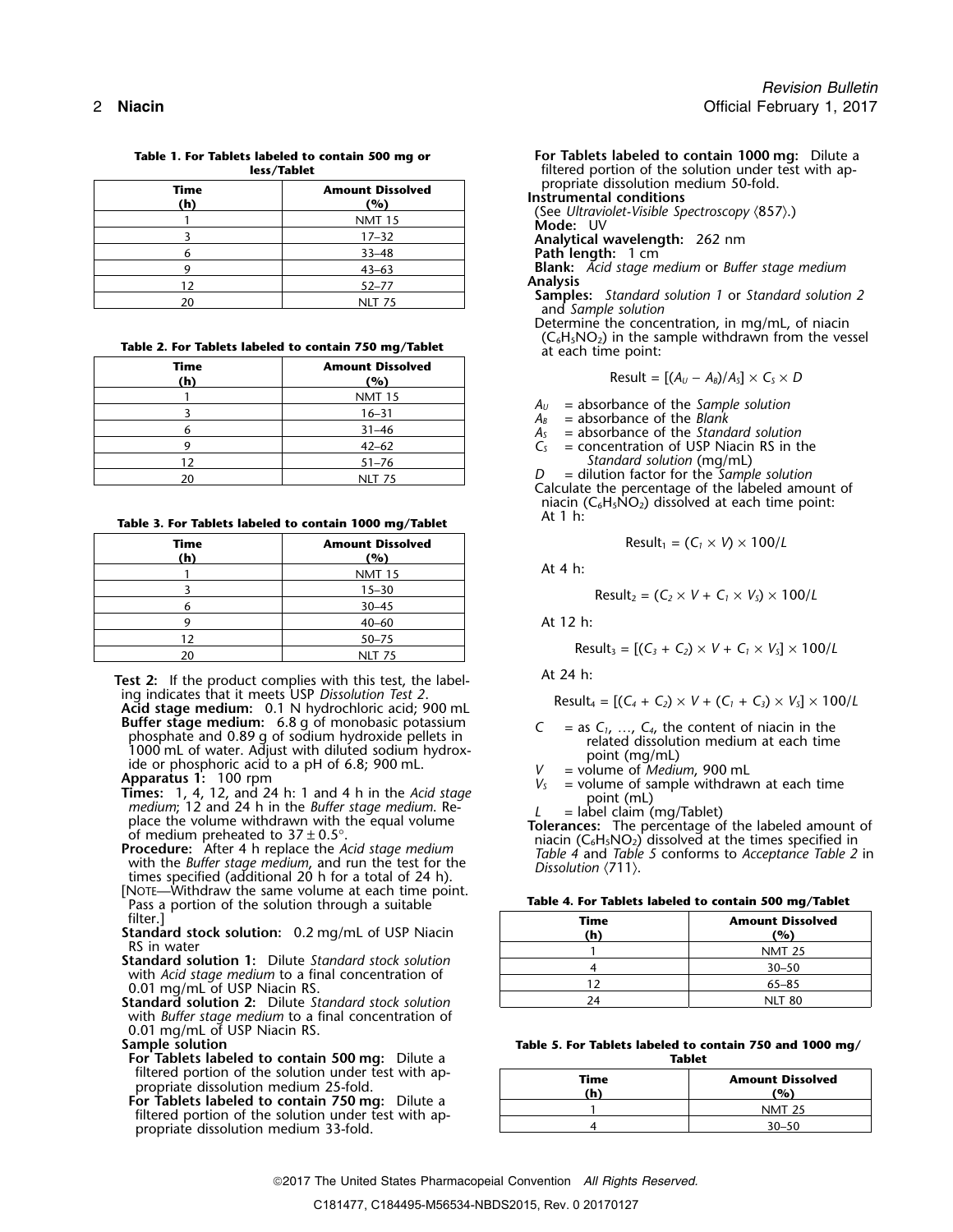**Table 1. For Tablets labeled to contain 500 mg or less/Tablet**

| Time (h) | Amount Dissolved (%) |
|---|---|
| 1 | NMT 15 |
| 3 | 17–32 |
| 6 | 33–48 |
| 9 | 43–63 |
| 12 | 52–77 |
| 20 | NLT 75 |

**Table 2. For Tablets labeled to contain 750 mg/Tablet**

| Time (h) | Amount Dissolved (%) |
|---|---|
| 1 | NMT 15 |
| 3 | 16–31 |
| 6 | 31–46 |
| 9 | 42–62 |
| 12 | 51–76 |
| 20 | NLT 75 |

**Table 3. For Tablets labeled to contain 1000 mg/Tablet**

| Time (h) | Amount Dissolved (%) |
|---|---|
| 1 | NMT 15 |
| 3 | 15–30 |
| 6 | 30–45 |
| 9 | 40–60 |
| 12 | 50–75 |
| 20 | NLT 75 |

**Test 2:** If the product complies with this test, the labeling indicates that it meets USP *Dissolution Test 2*.

**Acid stage medium:** 0.1 N hydrochloric acid; 900 mL

**Buffer stage medium:** 6.8 g of monobasic potassium phosphate and 0.89 g of sodium hydroxide pellets in 1000 mL of water. Adjust with diluted sodium hydroxide or phosphoric acid to a pH of 6.8; 900 mL.

**Apparatus 1:** 100 rpm

**Times:** 1, 4, 12, and 24 h: 1 and 4 h in the *Acid stage medium*; 12 and 24 h in the *Buffer stage medium*. Replace the volume withdrawn with the equal volume of medium preheated to 37 ± 0.5°.

**Procedure:** After 4 h replace the *Acid stage medium* with the *Buffer stage medium*, and run the test for the times specified (additional 20 h for a total of 24 h).

[NOTE—Withdraw the same volume at each time point. Pass a portion of the solution through a suitable filter.]

**Standard stock solution:** 0.2 mg/mL of USP Niacin RS in water

**Standard solution 1:** Dilute *Standard stock solution* with *Acid stage medium* to a final concentration of 0.01 mg/mL of USP Niacin RS.

**Standard solution 2:** Dilute *Standard stock solution* with *Buffer stage medium* to a final concentration of 0.01 mg/mL of USP Niacin RS.

**Sample solution**

**For Tablets labeled to contain 500 mg:** Dilute a filtered portion of the solution under test with appropriate dissolution medium 25-fold.

**For Tablets labeled to contain 750 mg:** Dilute a filtered portion of the solution under test with appropriate dissolution medium 33-fold.

**For Tablets labeled to contain 1000 mg:** Dilute a filtered portion of the solution under test with appropriate dissolution medium 50-fold.

**Instrumental conditions**

(See *Ultraviolet-Visible Spectroscopy* ⟨857⟩.)

**Mode:** UV

**Analytical wavelength:** 262 nm

**Path length:** 1 cm

**Blank:** *Acid stage medium* or *Buffer stage medium*

**Analysis**

**Samples:** *Standard solution 1* or *Standard solution 2* and *Sample solution*

Determine the concentration, in mg/mL, of niacin ($C_6H_5NO_2$) in the sample withdrawn from the vessel at each time point:

$$\text{Result} = [(A_U - A_B)/A_S] \times C_S \times D$$

$A_U$ = absorbance of the *Sample solution*
$A_B$ = absorbance of the *Blank*
$A_S$ = absorbance of the *Standard solution*
$C_S$ = concentration of USP Niacin RS in the *Standard solution* (mg/mL)
$D$ = dilution factor for the *Sample solution*

Calculate the percentage of the labeled amount of niacin ($C_6H_5NO_2$) dissolved at each time point:

At 1 h:

$$\text{Result}_1 = (C_1 \times V) \times 100/L$$

At 4 h:

$$\text{Result}_2 = (C_2 \times V + C_1 \times V_S) \times 100/L$$

At 12 h:

$$\text{Result}_3 = [(C_3 + C_2) \times V + C_1 \times V_S] \times 100/L$$

At 24 h:

$$\text{Result}_4 = [(C_4 + C_2) \times V + (C_1 + C_3) \times V_S] \times 100/L$$

$C$ = as $C_1$, ..., $C_4$, the content of niacin in the related dissolution medium at each time point (mg/mL)
$V$ = volume of *Medium*, 900 mL
$V_S$ = volume of sample withdrawn at each time point (mL)
$L$ = label claim (mg/Tablet)

**Tolerances:** The percentage of the labeled amount of niacin ($C_6H_5NO_2$) dissolved at the times specified in *Table 4* and *Table 5* conforms to *Acceptance Table 2* in *Dissolution* ⟨711⟩.

**Table 4. For Tablets labeled to contain 500 mg/Tablet**

| Time (h) | Amount Dissolved (%) |
|---|---|
| 1 | NMT 25 |
| 4 | 30–50 |
| 12 | 65–85 |
| 24 | NLT 80 |

**Table 5. For Tablets labeled to contain 750 and 1000 mg/Tablet**

| Time (h) | Amount Dissolved (%) |
|---|---|
| 1 | NMT 25 |
| 4 | 30–50 |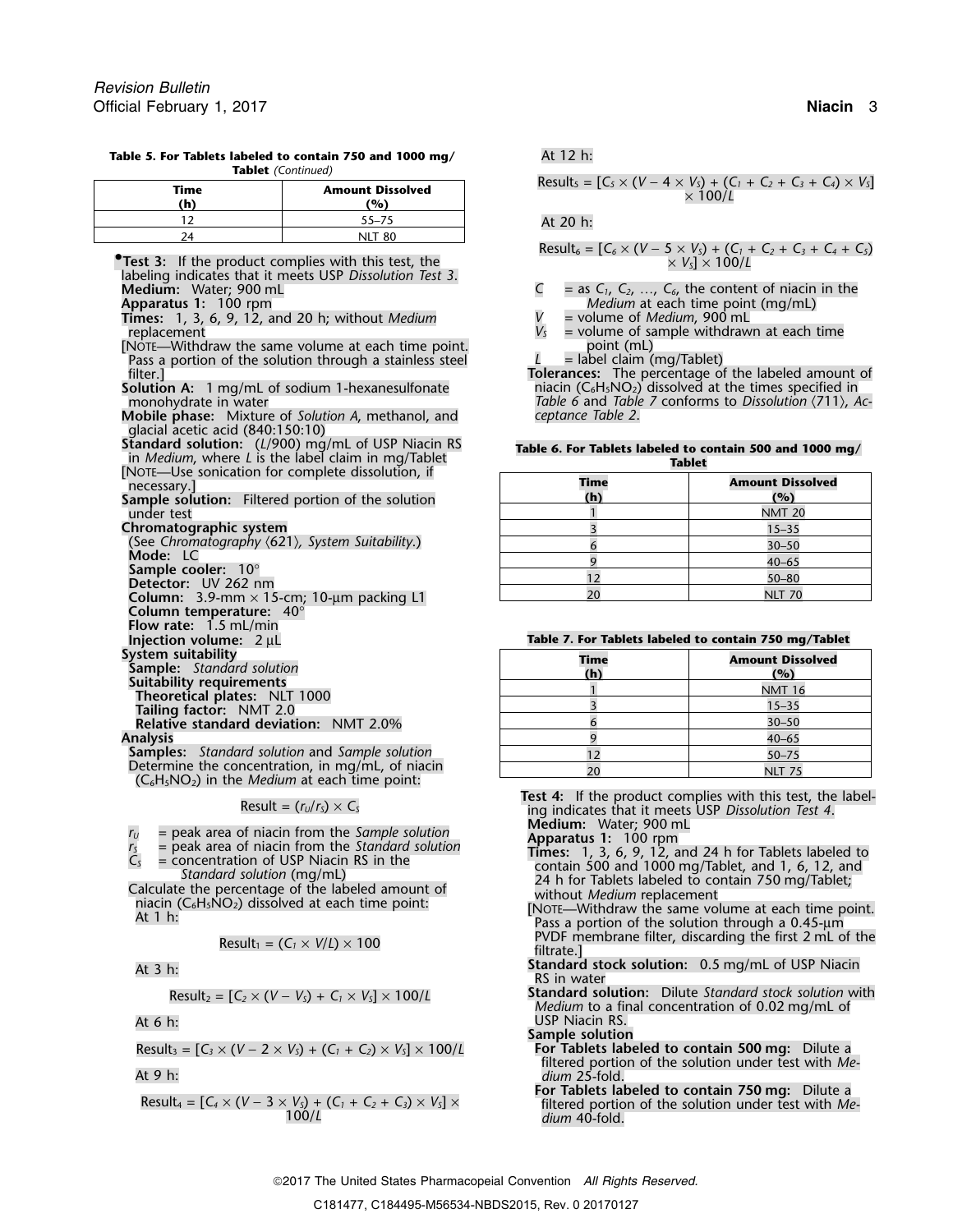**Table 5. For Tablets labeled to contain 750 and 1000 mg/Tablet** *(Continued)*

| Time (h) | Amount Dissolved (%) |
|---|---|
| 12 | 55–75 |
| 24 | NLT 80 |

•**Test 3:** If the product complies with this test, the labeling indicates that it meets USP *Dissolution Test 3*.

**Medium:** Water; 900 mL

**Apparatus 1:** 100 rpm

**Times:** 1, 3, 6, 9, 12, and 20 h; without *Medium* replacement

[NOTE—Withdraw the same volume at each time point. Pass a portion of the solution through a stainless steel filter.]

**Solution A:** 1 mg/mL of sodium 1-hexanesulfonate monohydrate in water

**Mobile phase:** Mixture of *Solution A*, methanol, and glacial acetic acid (840:150:10)

**Standard solution:** ($L$/900) mg/mL of USP Niacin RS in *Medium*, where $L$ is the label claim in mg/Tablet

[NOTE—Use sonication for complete dissolution, if necessary.]

**Sample solution:** Filtered portion of the solution under test

**Chromatographic system**

(See *Chromatography* ⟨621⟩, *System Suitability*.)

**Mode:** LC

**Sample cooler:** 10°

**Detector:** UV 262 nm

**Column:** 3.9-mm × 15-cm; 10-µm packing L1

**Column temperature:** 40°

**Flow rate:** 1.5 mL/min

**Injection volume:** 2 µL

**System suitability**

**Sample:** *Standard solution*

**Suitability requirements**

**Theoretical plates:** NLT 1000

**Tailing factor:** NMT 2.0

**Relative standard deviation:** NMT 2.0%

**Analysis**

**Samples:** *Standard solution* and *Sample solution*

Determine the concentration, in mg/mL, of niacin ($C_6H_5NO_2$) in the *Medium* at each time point:

$$\text{Result} = (r_U/r_S) \times C_S$$

$r_U$ = peak area of niacin from the *Sample solution*
$r_S$ = peak area of niacin from the *Standard solution*
$C_S$ = concentration of USP Niacin RS in the *Standard solution* (mg/mL)

Calculate the percentage of the labeled amount of niacin ($C_6H_5NO_2$) dissolved at each time point:

At 1 h:

$$\text{Result}_1 = (C_1 \times V/L) \times 100$$

At 3 h:

$$\text{Result}_2 = [C_2 \times (V - V_S) + C_1 \times V_S] \times 100/L$$

At 6 h:

$$\text{Result}_3 = [C_3 \times (V - 2 \times V_S) + (C_1 + C_2) \times V_S] \times 100/L$$

At 9 h:

$$\text{Result}_4 = [C_4 \times (V - 3 \times V_S) + (C_1 + C_2 + C_3) \times V_S] \times 100/L$$

At 12 h:

$$\text{Result}_5 = [C_5 \times (V - 4 \times V_S) + (C_1 + C_2 + C_3 + C_4) \times V_S] \times 100/L$$

At 20 h:

$$\text{Result}_6 = [C_6 \times (V - 5 \times V_S) + (C_1 + C_2 + C_3 + C_4 + C_5) \times V_S] \times 100/L$$

$C$ = as $C_1$, $C_2$, …, $C_6$, the content of niacin in the *Medium* at each time point (mg/mL)
$V$ = volume of *Medium*, 900 mL
$V_S$ = volume of sample withdrawn at each time point (mL)
$L$ = label claim (mg/Tablet)

**Tolerances:** The percentage of the labeled amount of niacin ($C_6H_5NO_2$) dissolved at the times specified in *Table 6* and *Table 7* conforms to *Dissolution* ⟨711⟩, *Acceptance Table 2*.

**Table 6. For Tablets labeled to contain 500 and 1000 mg/Tablet**

| Time (h) | Amount Dissolved (%) |
|---|---|
| 1 | NMT 20 |
| 3 | 15–35 |
| 6 | 30–50 |
| 9 | 40–65 |
| 12 | 50–80 |
| 20 | NLT 70 |

**Table 7. For Tablets labeled to contain 750 mg/Tablet**

| Time (h) | Amount Dissolved (%) |
|---|---|
| 1 | NMT 16 |
| 3 | 15–35 |
| 6 | 30–50 |
| 9 | 40–65 |
| 12 | 50–75 |
| 20 | NLT 75 |

**Test 4:** If the product complies with this test, the labeling indicates that it meets USP *Dissolution Test 4*.

**Medium:** Water; 900 mL

**Apparatus 1:** 100 rpm

**Times:** 1, 3, 6, 9, 12, and 24 h for Tablets labeled to contain 500 and 1000 mg/Tablet, and 1, 6, 12, and 24 h for Tablets labeled to contain 750 mg/Tablet; without *Medium* replacement

[NOTE—Withdraw the same volume at each time point. Pass a portion of the solution through a 0.45-µm PVDF membrane filter, discarding the first 2 mL of the filtrate.]

**Standard stock solution:** 0.5 mg/mL of USP Niacin RS in water

**Standard solution:** Dilute *Standard stock solution* with *Medium* to a final concentration of 0.02 mg/mL of USP Niacin RS.

**Sample solution**

**For Tablets labeled to contain 500 mg:** Dilute a filtered portion of the solution under test with *Medium* 25-fold.

**For Tablets labeled to contain 750 mg:** Dilute a filtered portion of the solution under test with *Medium* 40-fold.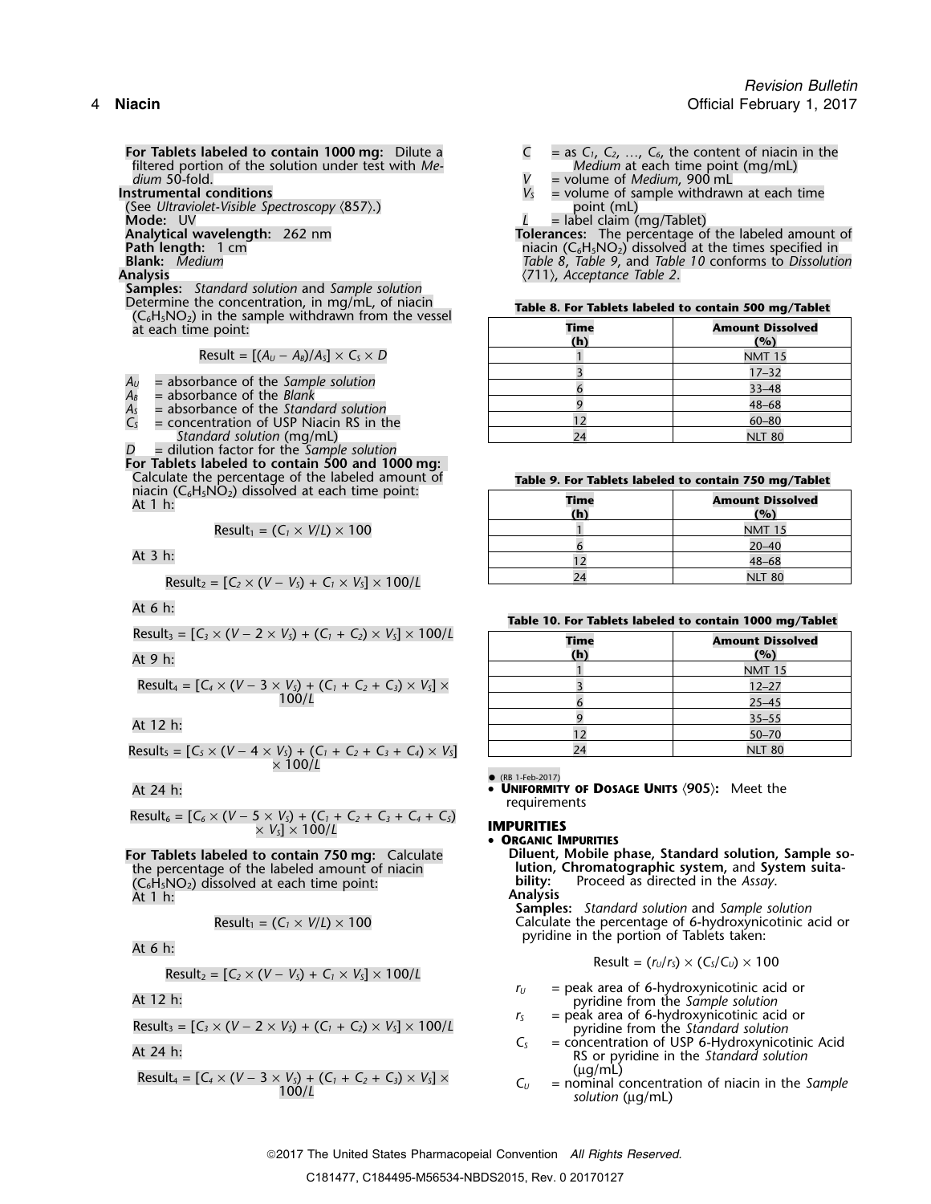**For Tablets labeled to contain 1000 mg:** Dilute a filtered portion of the solution under test with *Medium* 50-fold.

**Instrumental conditions**

(See *Ultraviolet-Visible Spectroscopy* ⟨857⟩.)

**Mode:** UV

**Analytical wavelength:** 262 nm

**Path length:** 1 cm

**Blank:** *Medium*

**Analysis**

**Samples:** *Standard solution* and *Sample solution*

Determine the concentration, in mg/mL, of niacin ($C_6H_5NO_2$) in the sample withdrawn from the vessel at each time point:

$$\text{Result} = [(A_U - A_B)/A_S] \times C_S \times D$$

$A_U$ = absorbance of the *Sample solution*

$A_B$ = absorbance of the *Blank*

$A_S$ = absorbance of the *Standard solution*

$C_S$ = concentration of USP Niacin RS in the *Standard solution* (mg/mL)

$D$ = dilution factor for the *Sample solution*

**For Tablets labeled to contain 500 and 1000 mg:** Calculate the percentage of the labeled amount of niacin ($C_6H_5NO_2$) dissolved at each time point:

At 1 h:

$$\text{Result}_1 = (C_1 \times V/L) \times 100$$

At 3 h:

$$\text{Result}_2 = [C_2 \times (V - V_S) + C_1 \times V_S] \times 100/L$$

At 6 h:

$$\text{Result}_3 = [C_3 \times (V - 2 \times V_S) + (C_1 + C_2) \times V_S] \times 100/L$$

At 9 h:

$$\text{Result}_4 = [C_4 \times (V - 3 \times V_S) + (C_1 + C_2 + C_3) \times V_S] \times 100/L$$

At 12 h:

$$\text{Result}_5 = [C_5 \times (V - 4 \times V_S) + (C_1 + C_2 + C_3 + C_4) \times V_S] \times 100/L$$

At 24 h:

$$\text{Result}_6 = [C_6 \times (V - 5 \times V_S) + (C_1 + C_2 + C_3 + C_4 + C_5) \times V_S] \times 100/L$$

**For Tablets labeled to contain 750 mg:** Calculate the percentage of the labeled amount of niacin ($C_6H_5NO_2$) dissolved at each time point:

At 1 h:

$$\text{Result}_1 = (C_1 \times V/L) \times 100$$

At 6 h:

$$\text{Result}_2 = [C_2 \times (V - V_S) + C_1 \times V_S] \times 100/L$$

At 12 h:

$$\text{Result}_3 = [C_3 \times (V - 2 \times V_S) + (C_1 + C_2) \times V_S] \times 100/L$$

At 24 h:

$$\text{Result}_4 = [C_4 \times (V - 3 \times V_S) + (C_1 + C_2 + C_3) \times V_S] \times 100/L$$

$C$ = as $C_1$, $C_2$, …, $C_6$, the content of niacin in the *Medium* at each time point (mg/mL)

$V$ = volume of *Medium*, 900 mL

$V_S$ = volume of sample withdrawn at each time point (mL)

$L$ = label claim (mg/Tablet)

**Tolerances:** The percentage of the labeled amount of niacin ($C_6H_5NO_2$) dissolved at the times specified in *Table 8*, *Table 9*, and *Table 10* conforms to *Dissolution* ⟨711⟩, *Acceptance Table 2*.

**Table 8. For Tablets labeled to contain 500 mg/Tablet**

| Time (h) | Amount Dissolved (%) |
|---|---|
| 1 | NMT 15 |
| 3 | 17–32 |
| 6 | 33–48 |
| 9 | 48–68 |
| 12 | 60–80 |
| 24 | NLT 80 |

**Table 9. For Tablets labeled to contain 750 mg/Tablet**

| Time (h) | Amount Dissolved (%) |
|---|---|
| 1 | NMT 15 |
| 6 | 20–40 |
| 12 | 48–68 |
| 24 | NLT 80 |

**Table 10. For Tablets labeled to contain 1000 mg/Tablet**

| Time (h) | Amount Dissolved (%) |
|---|---|
| 1 | NMT 15 |
| 3 | 12–27 |
| 6 | 25–45 |
| 9 | 35–55 |
| 12 | 50–70 |
| 24 | NLT 80 |

● (RB 1-Feb-2017)

• **UNIFORMITY OF DOSAGE UNITS** ⟨905⟩**:** Meet the requirements

## IMPURITIES

• **ORGANIC IMPURITIES**

**Diluent, Mobile phase, Standard solution, Sample solution, Chromatographic system,** and **System suitability:** Proceed as directed in the *Assay*.

**Analysis**

**Samples:** *Standard solution* and *Sample solution*

Calculate the percentage of 6-hydroxynicotinic acid or pyridine in the portion of Tablets taken:

$$\text{Result} = (r_U/r_S) \times (C_S/C_U) \times 100$$

$r_U$ = peak area of 6-hydroxynicotinic acid or pyridine from the *Sample solution*

$r_S$ = peak area of 6-hydroxynicotinic acid or pyridine from the *Standard solution*

$C_S$ = concentration of USP 6-Hydroxynicotinic Acid RS or pyridine in the *Standard solution* (µg/mL)

$C_U$ = nominal concentration of niacin in the *Sample solution* (µg/mL)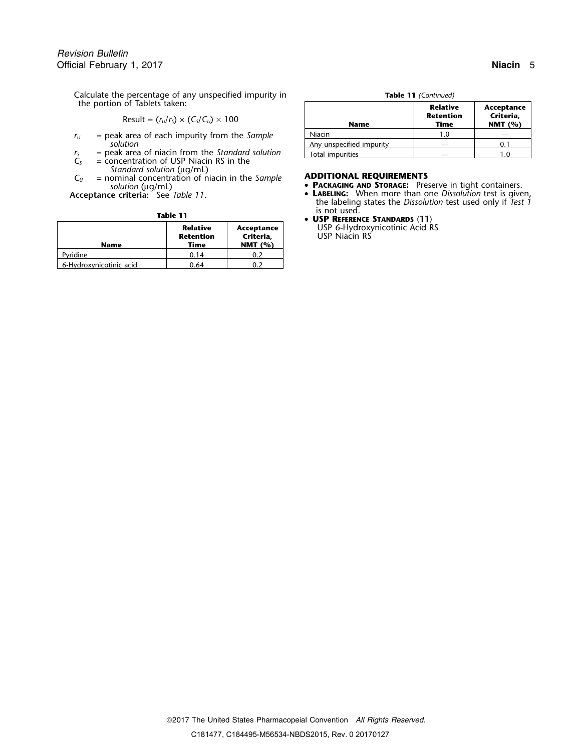Calculate the percentage of any unspecified impurity in the portion of Tablets taken:

$$\text{Result} = (r_U/r_S) \times (C_S/C_U) \times 100$$

$r_U$ = peak area of each impurity from the *Sample solution*

$r_S$ = peak area of niacin from the *Standard solution*

$C_S$ = concentration of USP Niacin RS in the *Standard solution* (µg/mL)

$C_U$ = nominal concentration of niacin in the *Sample solution* (µg/mL)

**Acceptance criteria:** See *Table 11*.

**Table 11**

| Name | Relative Retention Time | Acceptance Criteria, NMT (%) |
|---|---|---|
| Pyridine | 0.14 | 0.2 |
| 6-Hydroxynicotinic acid | 0.64 | 0.2 |
| Niacin | 1.0 | — |
| Any unspecified impurity | — | 0.1 |
| Total impurities | — | 1.0 |

## ADDITIONAL REQUIREMENTS

- **Packaging and Storage:** Preserve in tight containers.
- **Labeling:** When more than one *Dissolution* test is given, the labeling states the *Dissolution* test used only if *Test 1* is not used.
- **USP Reference Standards ⟨11⟩**
  USP 6-Hydroxynicotinic Acid RS
  USP Niacin RS